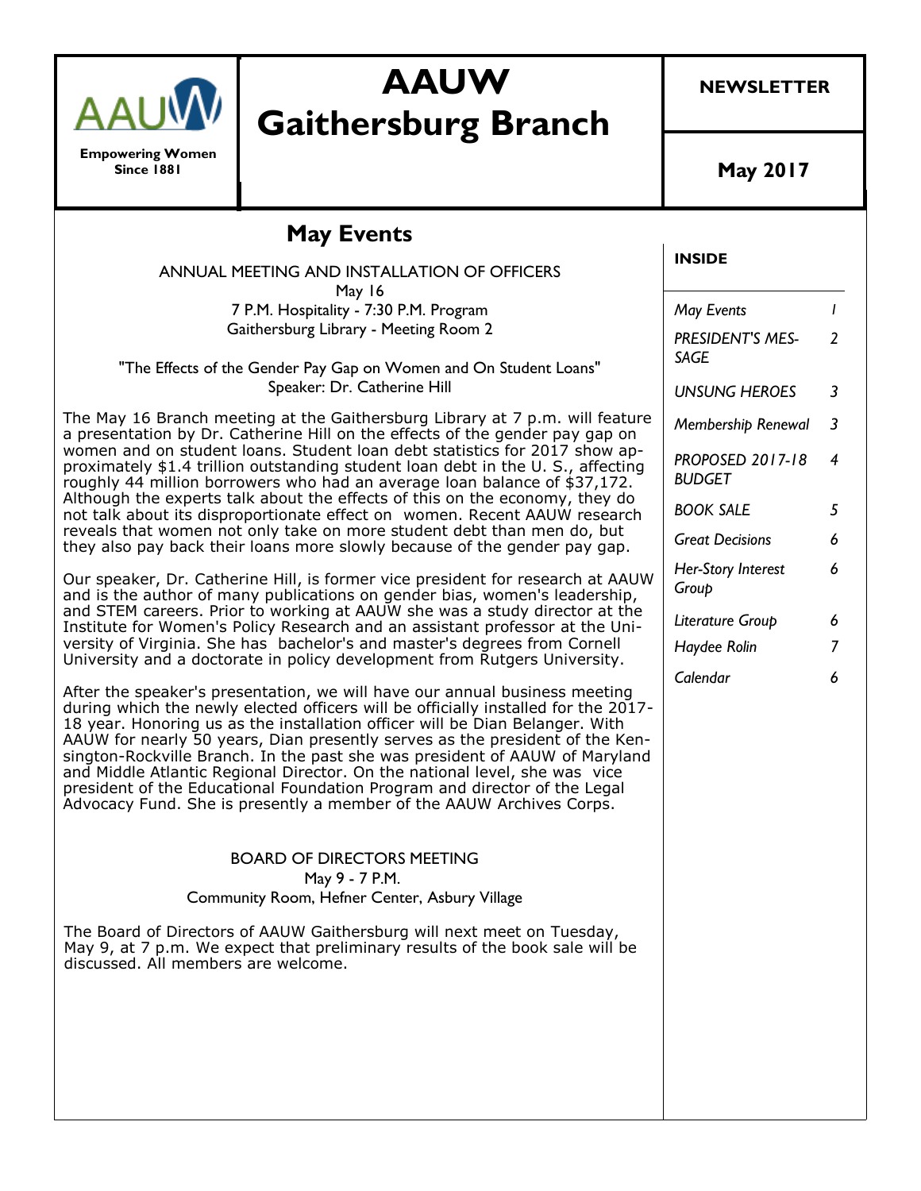**Empowering Women Since 1881**

# AAUW Gaithersburg Branch

**NEWSLETTER**

**May 2017**

## May Events

ANNUAL MEETING AND INSTALLATION OF OFFICERS
May 16
7 P.M. Hospitality - 7:30 P.M. Program
Gaithersburg Library - Meeting Room 2

"The Effects of the Gender Pay Gap on Women and On Student Loans"
Speaker: Dr. Catherine Hill

The May 16 Branch meeting at the Gaithersburg Library at 7 p.m. will feature a presentation by Dr. Catherine Hill on the effects of the gender pay gap on women and on student loans. Student loan debt statistics for 2017 show approximately $1.4 trillion outstanding student loan debt in the U. S., affecting roughly 44 million borrowers who had an average loan balance of $37,172. Although the experts talk about the effects of this on the economy, they do not talk about its disproportionate effect on women. Recent AAUW research reveals that women not only take on more student debt than men do, but they also pay back their loans more slowly because of the gender pay gap.

Our speaker, Dr. Catherine Hill, is former vice president for research at AAUW and is the author of many publications on gender bias, women's leadership, and STEM careers. Prior to working at AAUW she was a study director at the Institute for Women's Policy Research and an assistant professor at the University of Virginia. She has bachelor's and master's degrees from Cornell University and a doctorate in policy development from Rutgers University.

After the speaker's presentation, we will have our annual business meeting during which the newly elected officers will be officially installed for the 2017-18 year. Honoring us as the installation officer will be Dian Belanger. With AAUW for nearly 50 years, Dian presently serves as the president of the Kensington-Rockville Branch. In the past she was president of AAUW of Maryland and Middle Atlantic Regional Director. On the national level, she was vice president of the Educational Foundation Program and director of the Legal Advocacy Fund. She is presently a member of the AAUW Archives Corps.

BOARD OF DIRECTORS MEETING
May 9 - 7 P.M.
Community Room, Hefner Center, Asbury Village

The Board of Directors of AAUW Gaithersburg will next meet on Tuesday, May 9, at 7 p.m. We expect that preliminary results of the book sale will be discussed. All members are welcome.

**INSIDE**

| | |
|---|---|
| *May Events* | *1* |
| *PRESIDENT'S MESSAGE* | *2* |
| *UNSUNG HEROES* | *3* |
| *Membership Renewal* | *3* |
| *PROPOSED 2017-18 BUDGET* | *4* |
| *BOOK SALE* | *5* |
| *Great Decisions* | *6* |
| *Her-Story Interest Group* | *6* |
| *Literature Group* | *6* |
| *Haydee Rolin* | *7* |
| *Calendar* | *6* |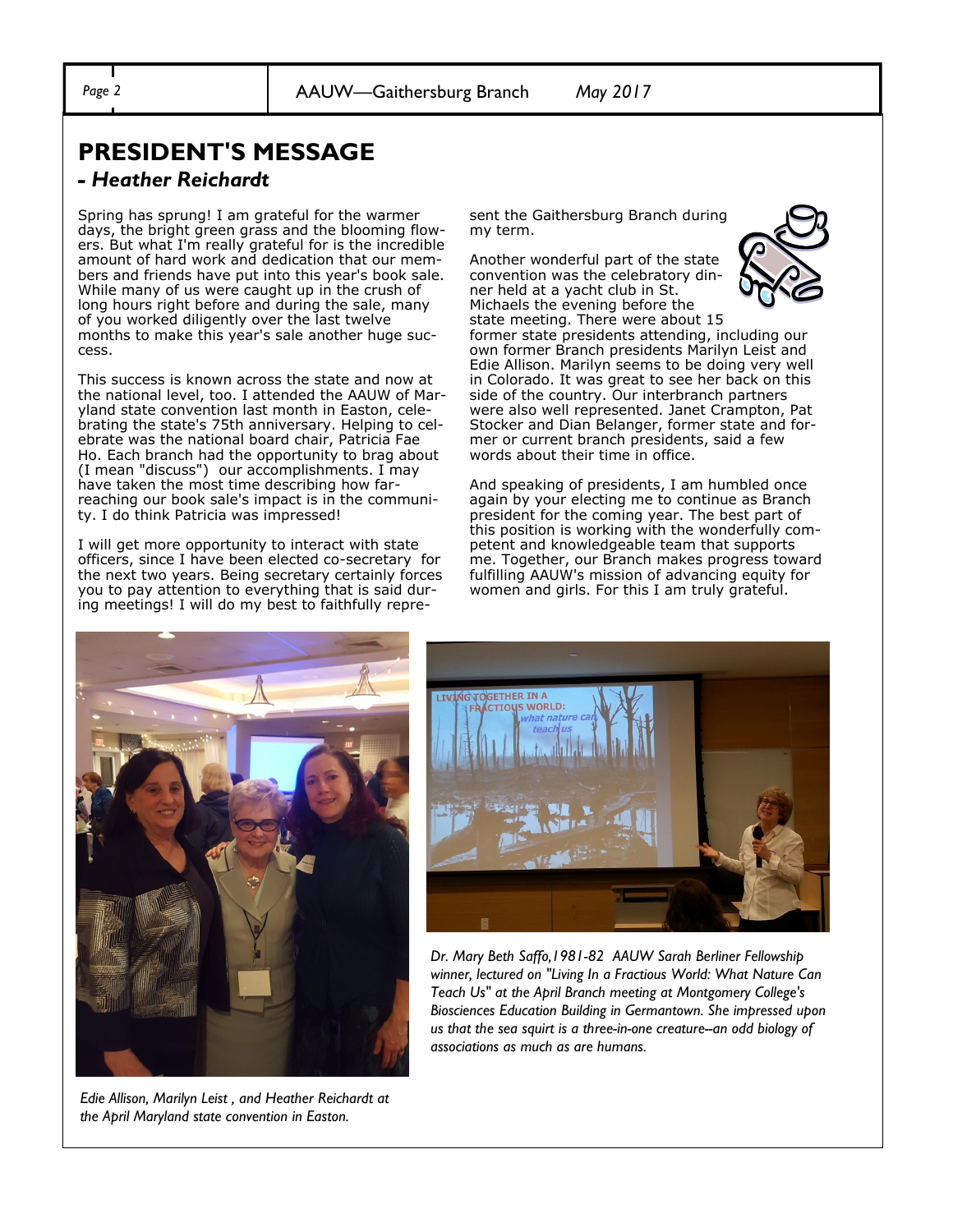## PRESIDENT'S MESSAGE

### *- Heather Reichardt*

Spring has sprung! I am grateful for the warmer days, the bright green grass and the blooming flowers. But what I'm really grateful for is the incredible amount of hard work and dedication that our members and friends have put into this year's book sale. While many of us were caught up in the crush of long hours right before and during the sale, many of you worked diligently over the last twelve months to make this year's sale another huge success.

This success is known across the state and now at the national level, too. I attended the AAUW of Maryland state convention last month in Easton, celebrating the state's 75th anniversary. Helping to celebrate was the national board chair, Patricia Fae Ho. Each branch had the opportunity to brag about (I mean "discuss") our accomplishments. I may have taken the most time describing how far-reaching our book sale's impact is in the community. I do think Patricia was impressed!

I will get more opportunity to interact with state officers, since I have been elected co-secretary for the next two years. Being secretary certainly forces you to pay attention to everything that is said during meetings! I will do my best to faithfully represent the Gaithersburg Branch during my term.

Another wonderful part of the state convention was the celebratory dinner held at a yacht club in St. Michaels the evening before the state meeting. There were about 15 former state presidents attending, including our own former Branch presidents Marilyn Leist and Edie Allison. Marilyn seems to be doing very well in Colorado. It was great to see her back on this side of the country. Our interbranch partners were also well represented. Janet Crampton, Pat Stocker and Dian Belanger, former state and former or current branch presidents, said a few words about their time in office.

And speaking of presidents, I am humbled once again by your electing me to continue as Branch president for the coming year. The best part of this position is working with the wonderfully competent and knowledgeable team that supports me. Together, our Branch makes progress toward fulfilling AAUW's mission of advancing equity for women and girls. For this I am truly grateful.

*Edie Allison, Marilyn Leist , and Heather Reichardt at the April Maryland state convention in Easton.*

*Dr. Mary Beth Saffo,1981-82 AAUW Sarah Berliner Fellowship winner, lectured on "Living In a Fractious World: What Nature Can Teach Us" at the April Branch meeting at Montgomery College's Biosciences Education Building in Germantown. She impressed upon us that the sea squirt is a three-in-one creature--an odd biology of associations as much as are humans.*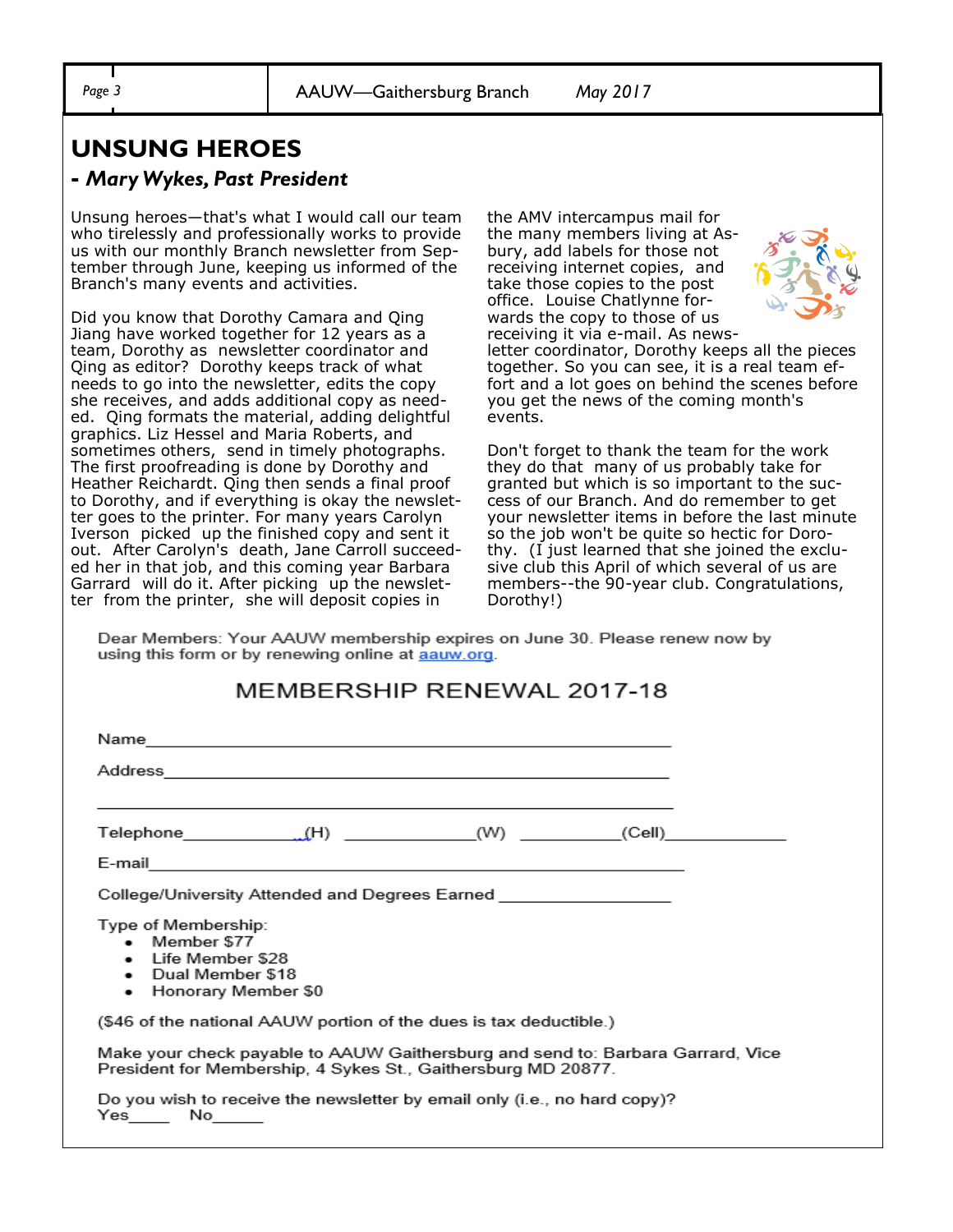## UNSUNG HEROES

### - *Mary Wykes, Past President*

Unsung heroes—that's what I would call our team who tirelessly and professionally works to provide us with our monthly Branch newsletter from September through June, keeping us informed of the Branch's many events and activities.

Did you know that Dorothy Camara and Qing Jiang have worked together for 12 years as a team, Dorothy as newsletter coordinator and Qing as editor? Dorothy keeps track of what needs to go into the newsletter, edits the copy she receives, and adds additional copy as needed. Qing formats the material, adding delightful graphics. Liz Hessel and Maria Roberts, and sometimes others, send in timely photographs. The first proofreading is done by Dorothy and Heather Reichardt. Qing then sends a final proof to Dorothy, and if everything is okay the newsletter goes to the printer. For many years Carolyn Iverson picked up the finished copy and sent it out. After Carolyn's death, Jane Carroll succeeded her in that job, and this coming year Barbara Garrard will do it. After picking up the newsletter from the printer, she will deposit copies in the AMV intercampus mail for the many members living at Asbury, add labels for those not receiving internet copies, and take those copies to the post office. Louise Chatlynne forwards the copy to those of us receiving it via e-mail. As newsletter coordinator, Dorothy keeps all the pieces together. So you can see, it is a real team effort and a lot goes on behind the scenes before you get the news of the coming month's events.

Don't forget to thank the team for the work they do that many of us probably take for granted but which is so important to the success of our Branch. And do remember to get your newsletter items in before the last minute so the job won't be quite so hectic for Dorothy. (I just learned that she joined the exclusive club this April of which several of us are members--the 90-year club. Congratulations, Dorothy!)

Dear Members: Your AAUW membership expires on June 30. Please renew now by using this form or by renewing online at aauw.org.

## MEMBERSHIP RENEWAL 2017-18

Name_______________________________________________

Address_____________________________________________

____________________________________________________

Telephone____________(H) ____________(W) __________(Cell)____________

E-mail_______________________________________________

College/University Attended and Degrees Earned _______________

Type of Membership:

- Member $77
- Life Member $28
- Dual Member $18
- Honorary Member $0

($46 of the national AAUW portion of the dues is tax deductible.)

Make your check payable to AAUW Gaithersburg and send to: Barbara Garrard, Vice President for Membership, 4 Sykes St., Gaithersburg MD 20877.

Do you wish to receive the newsletter by email only (i.e., no hard copy)?
Yes_____ No______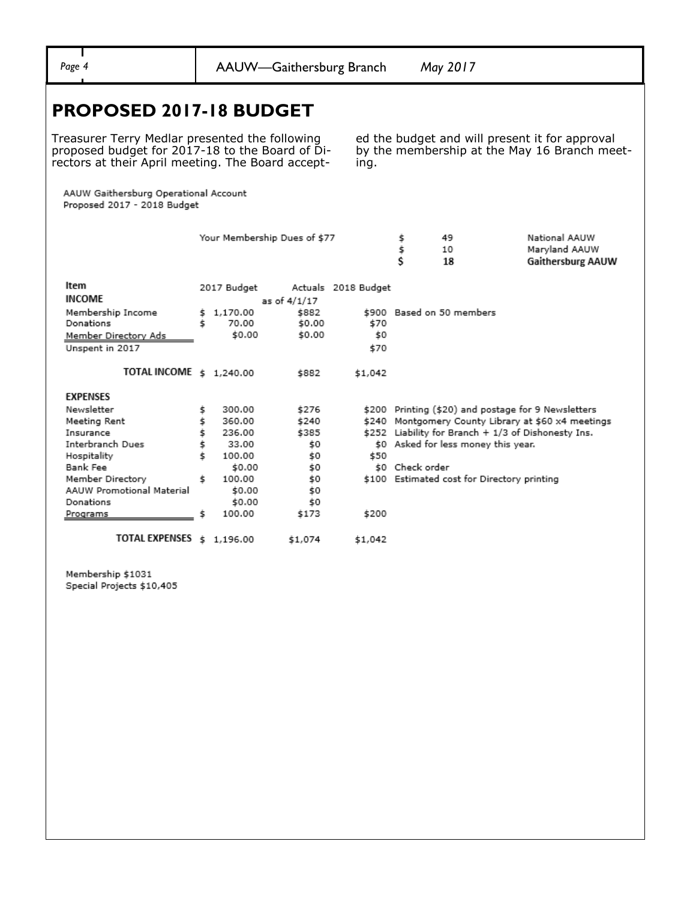## PROPOSED 2017-18 BUDGET

Treasurer Terry Medlar presented the following proposed budget for 2017-18 to the Board of Directors at their April meeting. The Board accepted the budget and will present it for approval by the membership at the May 16 Branch meeting.

AAUW Gaithersburg Operational Account
Proposed 2017 - 2018 Budget

| Your Membership Dues of $77 | | |
|---|---|---|
| $ | 49 | National AAUW |
| $ | 10 | Maryland AAUW |
| **$** | **18** | **Gaithersburg AAUW** |

| Item | 2017 Budget | Actuals as of 4/1/17 | 2018 Budget | |
|---|---|---|---|---|
| **INCOME** | | | | |
| Membership Income | $ 1,170.00 | $882 | $900 | Based on 50 members |
| Donations | $ 70.00 | $0.00 | $70 | |
| Member Directory Ads | $0.00 | $0.00 | $0 | |
| Unspent in 2017 | | | $70 | |
| **TOTAL INCOME** | $ 1,240.00 | $882 | $1,042 | |
| **EXPENSES** | | | | |
| Newsletter | $ 300.00 | $276 | $200 | Printing ($20) and postage for 9 Newsletters |
| Meeting Rent | $ 360.00 | $240 | $240 | Montgomery County Library at $60 x4 meetings |
| Insurance | $ 236.00 | $385 | $252 | Liability for Branch + 1/3 of Dishonesty Ins. |
| Interbranch Dues | $ 33.00 | $0 | $0 | Asked for less money this year. |
| Hospitality | $ 100.00 | $0 | $50 | |
| Bank Fee | $0.00 | $0 | $0 | Check order |
| Member Directory | $ 100.00 | $0 | $100 | Estimated cost for Directory printing |
| AAUW Promotional Material | $0.00 | $0 | | |
| Donations | $0.00 | $0 | | |
| Programs | $ 100.00 | $173 | $200 | |
| **TOTAL EXPENSES** | $ 1,196.00 | $1,074 | $1,042 | |

Membership $1031
Special Projects $10,405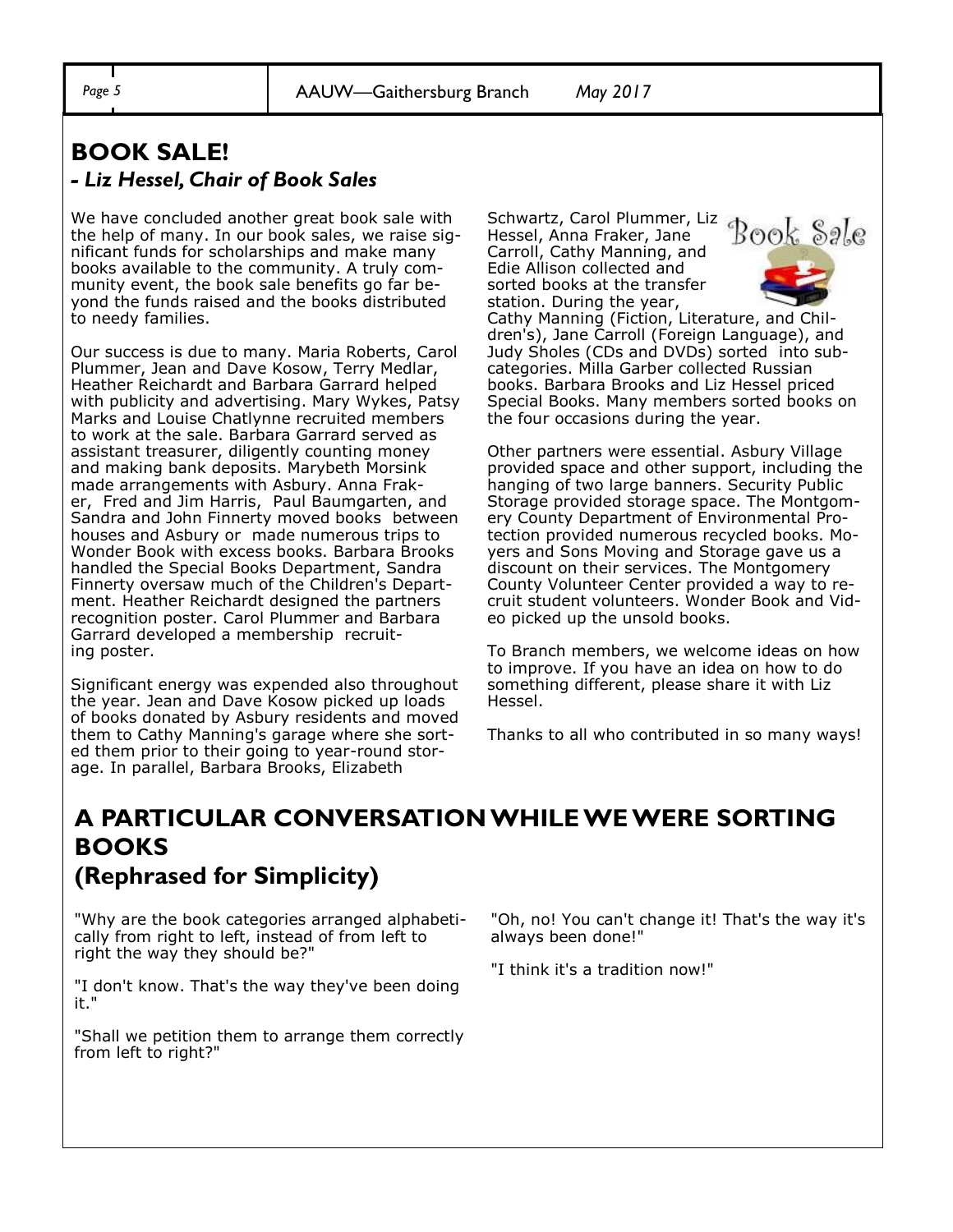## BOOK SALE!

### *- Liz Hessel, Chair of Book Sales*

We have concluded another great book sale with the help of many. In our book sales, we raise significant funds for scholarships and make many books available to the community. A truly community event, the book sale benefits go far beyond the funds raised and the books distributed to needy families.

Our success is due to many. Maria Roberts, Carol Plummer, Jean and Dave Kosow, Terry Medlar, Heather Reichardt and Barbara Garrard helped with publicity and advertising. Mary Wykes, Patsy Marks and Louise Chatlynne recruited members to work at the sale. Barbara Garrard served as assistant treasurer, diligently counting money and making bank deposits. Marybeth Morsink made arrangements with Asbury. Anna Fraker, Fred and Jim Harris, Paul Baumgarten, and Sandra and John Finnerty moved books between houses and Asbury or made numerous trips to Wonder Book with excess books. Barbara Brooks handled the Special Books Department, Sandra Finnerty oversaw much of the Children's Department. Heather Reichardt designed the partners recognition poster. Carol Plummer and Barbara Garrard developed a membership recruiting poster.

Significant energy was expended also throughout the year. Jean and Dave Kosow picked up loads of books donated by Asbury residents and moved them to Cathy Manning's garage where she sorted them prior to their going to year-round storage. In parallel, Barbara Brooks, Elizabeth Schwartz, Carol Plummer, Liz Hessel, Anna Fraker, Jane Carroll, Cathy Manning, and Edie Allison collected and sorted books at the transfer station. During the year, Cathy Manning (Fiction, Literature, and Children's), Jane Carroll (Foreign Language), and Judy Sholes (CDs and DVDs) sorted into subcategories. Milla Garber collected Russian books. Barbara Brooks and Liz Hessel priced Special Books. Many members sorted books on the four occasions during the year.

Other partners were essential. Asbury Village provided space and other support, including the hanging of two large banners. Security Public Storage provided storage space. The Montgomery County Department of Environmental Protection provided numerous recycled books. Moyers and Sons Moving and Storage gave us a discount on their services. The Montgomery County Volunteer Center provided a way to recruit student volunteers. Wonder Book and Video picked up the unsold books.

To Branch members, we welcome ideas on how to improve. If you have an idea on how to do something different, please share it with Liz Hessel.

Thanks to all who contributed in so many ways!

## A PARTICULAR CONVERSATION WHILE WE WERE SORTING BOOKS

## (Rephrased for Simplicity)

"Why are the book categories arranged alphabetically from right to left, instead of from left to right the way they should be?"

"I don't know. That's the way they've been doing it."

"Shall we petition them to arrange them correctly from left to right?"

"Oh, no! You can't change it! That's the way it's always been done!"

"I think it's a tradition now!"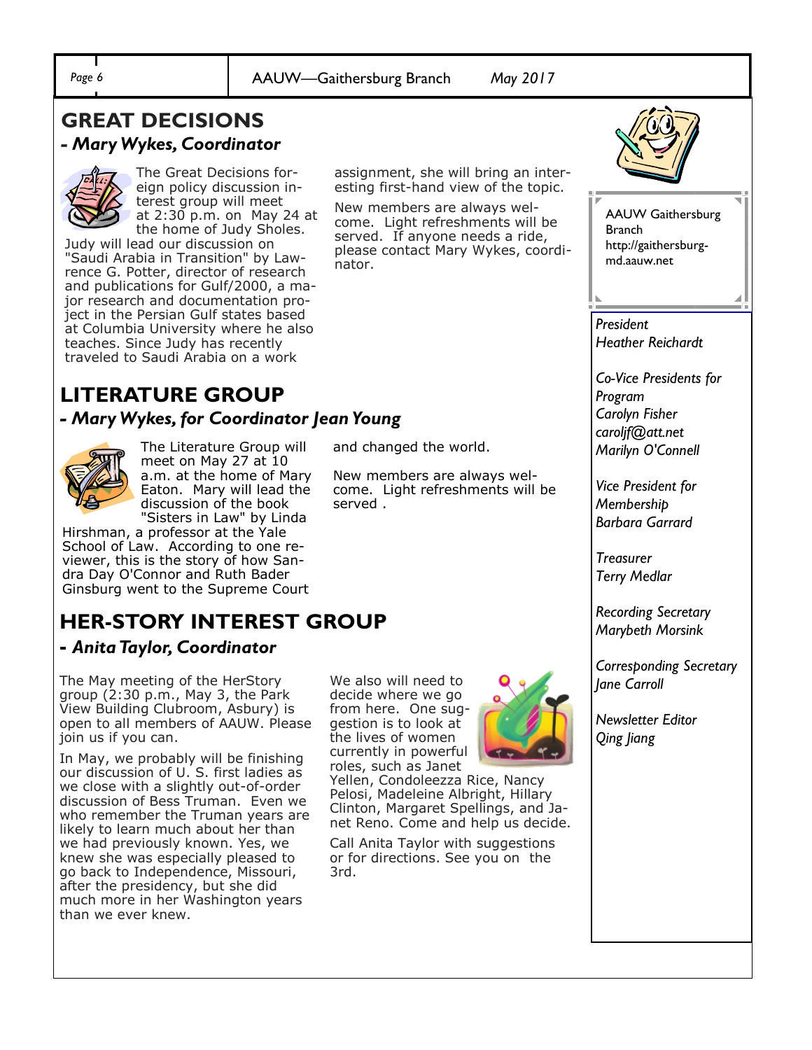## GREAT DECISIONS

### *- Mary Wykes, Coordinator*

The Great Decisions foreign policy discussion interest group will meet at 2:30 p.m. on May 24 at the home of Judy Sholes. Judy will lead our discussion on "Saudi Arabia in Transition" by Lawrence G. Potter, director of research and publications for Gulf/2000, a major research and documentation project in the Persian Gulf states based at Columbia University where he also teaches. Since Judy has recently traveled to Saudi Arabia on a work assignment, she will bring an interesting first-hand view of the topic.

New members are always welcome. Light refreshments will be served. If anyone needs a ride, please contact Mary Wykes, coordinator.

## LITERATURE GROUP

### *- Mary Wykes, for Coordinator Jean Young*

The Literature Group will meet on May 27 at 10 a.m. at the home of Mary Eaton. Mary will lead the discussion of the book "Sisters in Law" by Linda Hirshman, a professor at the Yale School of Law. According to one reviewer, this is the story of how Sandra Day O'Connor and Ruth Bader Ginsburg went to the Supreme Court and changed the world.

New members are always welcome. Light refreshments will be served .

## HER-STORY INTEREST GROUP

### *- Anita Taylor, Coordinator*

The May meeting of the HerStory group (2:30 p.m., May 3, the Park View Building Clubroom, Asbury) is open to all members of AAUW. Please join us if you can.

In May, we probably will be finishing our discussion of U. S. first ladies as we close with a slightly out-of-order discussion of Bess Truman. Even we who remember the Truman years are likely to learn much about her than we had previously known. Yes, we knew she was especially pleased to go back to Independence, Missouri, after the presidency, but she did much more in her Washington years than we ever knew.

We also will need to decide where we go from here. One suggestion is to look at the lives of women currently in powerful roles, such as Janet Yellen, Condoleezza Rice, Nancy Pelosi, Madeleine Albright, Hillary Clinton, Margaret Spellings, and Janet Reno. Come and help us decide.

Call Anita Taylor with suggestions or for directions. See you on the 3rd.

---

AAUW Gaithersburg Branch
http://gaithersburg-md.aauw.net

*President*
*Heather Reichardt*

*Co-Vice Presidents for Program*
*Carolyn Fisher*
*caroljf@att.net*
*Marilyn O'Connell*

*Vice President for Membership*
*Barbara Garrard*

*Treasurer*
*Terry Medlar*

*Recording Secretary*
*Marybeth Morsink*

*Corresponding Secretary*
*Jane Carroll*

*Newsletter Editor*
*Qing Jiang*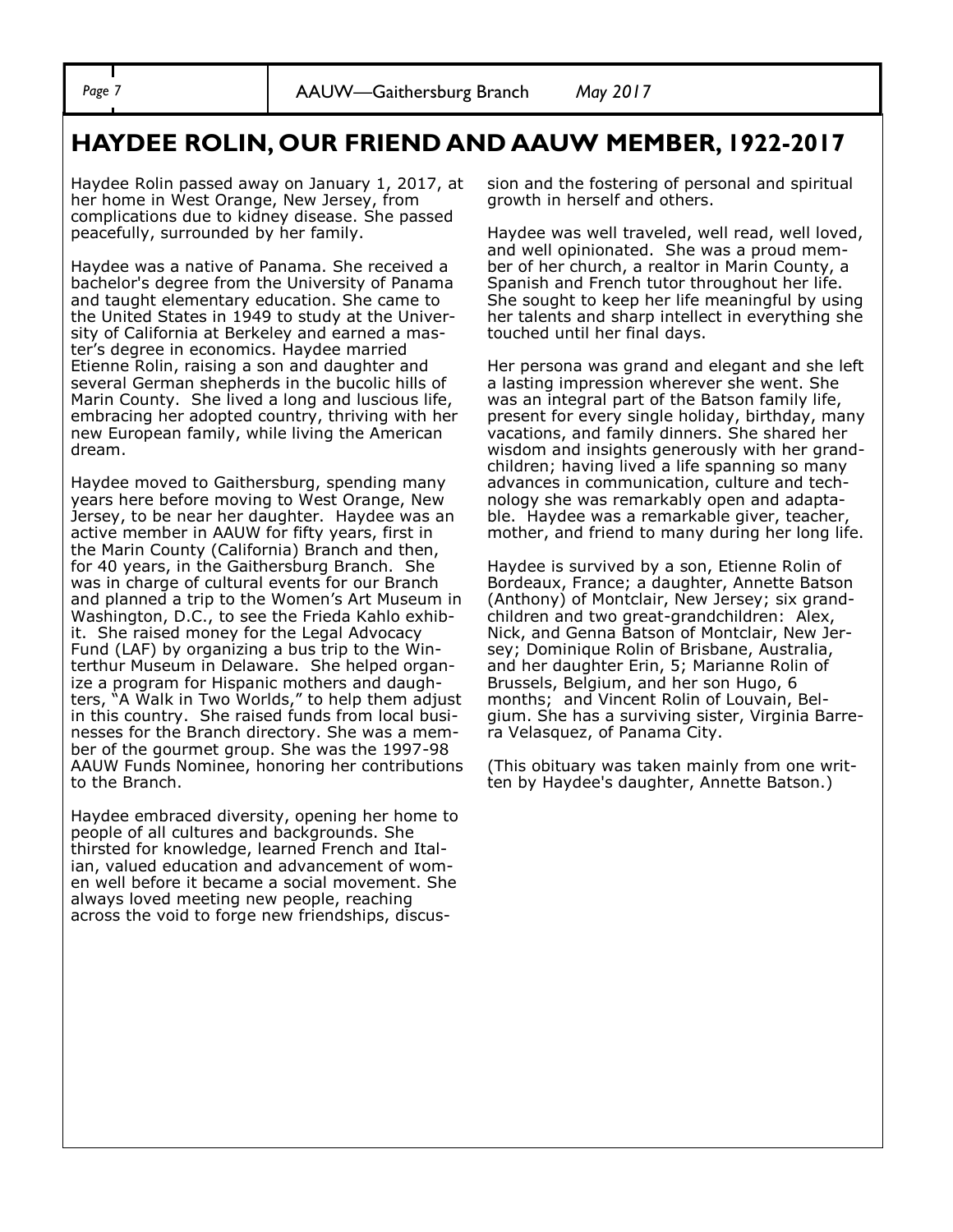# HAYDEE ROLIN, OUR FRIEND AND AAUW MEMBER, 1922-2017

Haydee Rolin passed away on January 1, 2017, at her home in West Orange, New Jersey, from complications due to kidney disease. She passed peacefully, surrounded by her family.

Haydee was a native of Panama. She received a bachelor's degree from the University of Panama and taught elementary education. She came to the United States in 1949 to study at the University of California at Berkeley and earned a master's degree in economics. Haydee married Etienne Rolin, raising a son and daughter and several German shepherds in the bucolic hills of Marin County. She lived a long and luscious life, embracing her adopted country, thriving with her new European family, while living the American dream.

Haydee moved to Gaithersburg, spending many years here before moving to West Orange, New Jersey, to be near her daughter. Haydee was an active member in AAUW for fifty years, first in the Marin County (California) Branch and then, for 40 years, in the Gaithersburg Branch. She was in charge of cultural events for our Branch and planned a trip to the Women's Art Museum in Washington, D.C., to see the Frieda Kahlo exhibit. She raised money for the Legal Advocacy Fund (LAF) by organizing a bus trip to the Winterthur Museum in Delaware. She helped organize a program for Hispanic mothers and daughters, "A Walk in Two Worlds," to help them adjust in this country. She raised funds from local businesses for the Branch directory. She was a member of the gourmet group. She was the 1997-98 AAUW Funds Nominee, honoring her contributions to the Branch.

Haydee embraced diversity, opening her home to people of all cultures and backgrounds. She thirsted for knowledge, learned French and Italian, valued education and advancement of women well before it became a social movement. She always loved meeting new people, reaching across the void to forge new friendships, discussion and the fostering of personal and spiritual growth in herself and others.

Haydee was well traveled, well read, well loved, and well opinionated. She was a proud member of her church, a realtor in Marin County, a Spanish and French tutor throughout her life. She sought to keep her life meaningful by using her talents and sharp intellect in everything she touched until her final days.

Her persona was grand and elegant and she left a lasting impression wherever she went. She was an integral part of the Batson family life, present for every single holiday, birthday, many vacations, and family dinners. She shared her wisdom and insights generously with her grandchildren; having lived a life spanning so many advances in communication, culture and technology she was remarkably open and adaptable. Haydee was a remarkable giver, teacher, mother, and friend to many during her long life.

Haydee is survived by a son, Etienne Rolin of Bordeaux, France; a daughter, Annette Batson (Anthony) of Montclair, New Jersey; six grandchildren and two great-grandchildren: Alex, Nick, and Genna Batson of Montclair, New Jersey; Dominique Rolin of Brisbane, Australia, and her daughter Erin, 5; Marianne Rolin of Brussels, Belgium, and her son Hugo, 6 months; and Vincent Rolin of Louvain, Belgium. She has a surviving sister, Virginia Barrera Velasquez, of Panama City.

(This obituary was taken mainly from one written by Haydee's daughter, Annette Batson.)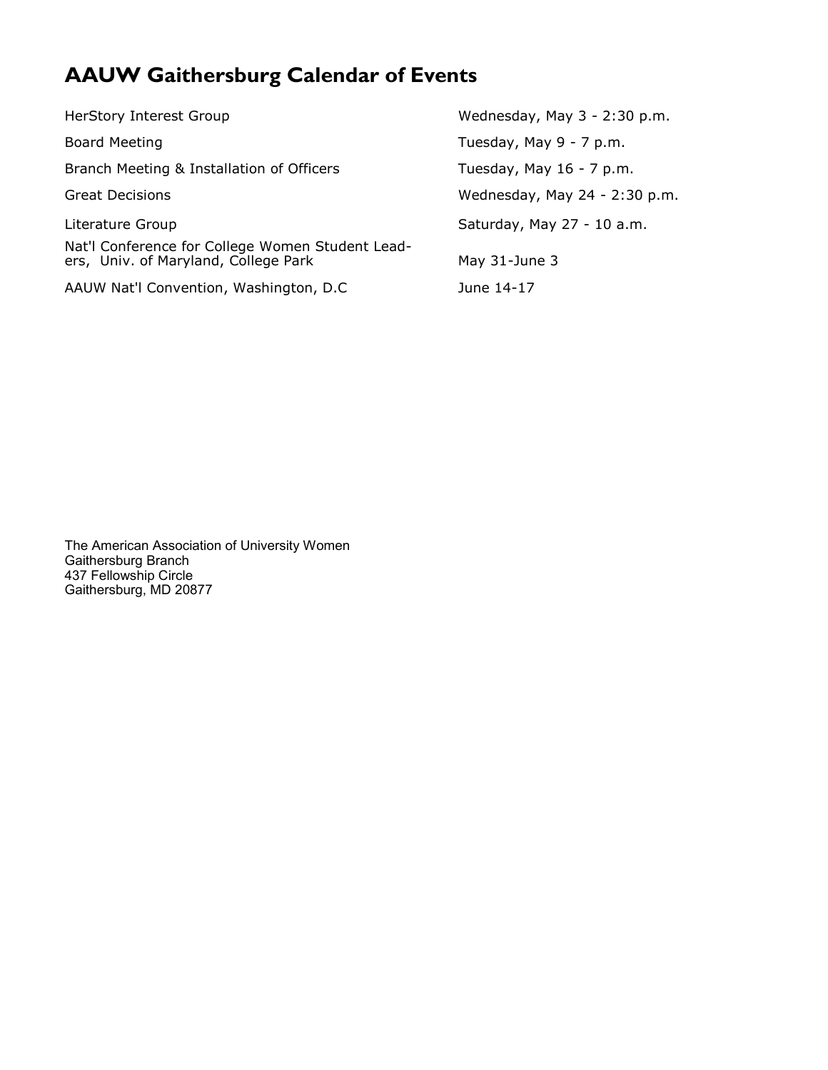## AAUW Gaithersburg Calendar of Events

| | |
|---|---|
| HerStory Interest Group | Wednesday, May 3 - 2:30 p.m. |
| Board Meeting | Tuesday, May 9 - 7 p.m. |
| Branch Meeting & Installation of Officers | Tuesday, May 16 - 7 p.m. |
| Great Decisions | Wednesday, May 24 - 2:30 p.m. |
| Literature Group | Saturday, May 27 - 10 a.m. |
| Nat'l Conference for College Women Student Leaders, Univ. of Maryland, College Park | May 31-June 3 |
| AAUW Nat'l Convention, Washington, D.C | June 14-17 |

The American Association of University Women
Gaithersburg Branch
437 Fellowship Circle
Gaithersburg, MD 20877